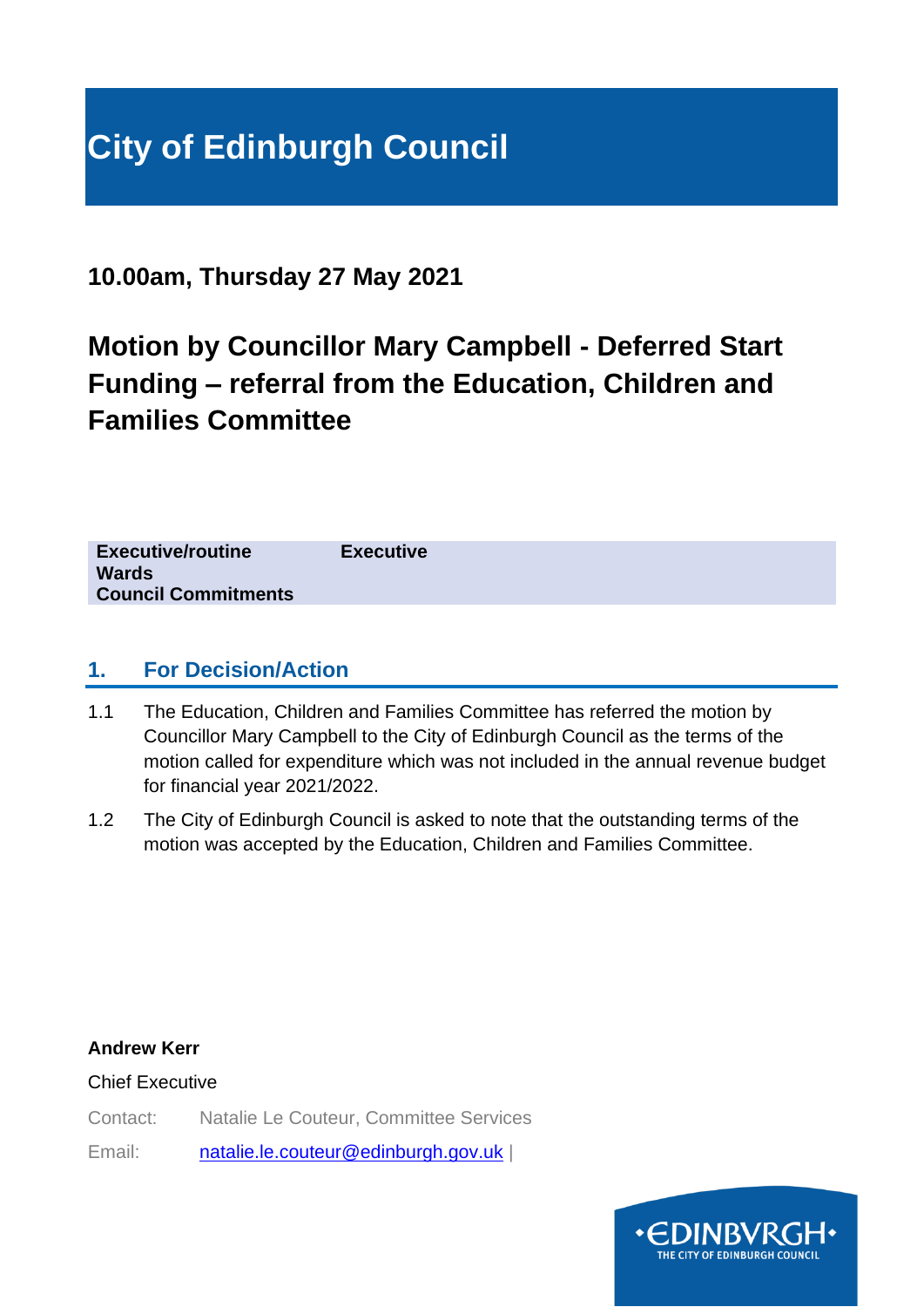# City of Edinburgh Council

**10.00am, Thursday 27 May 2021**

## Motion by Councillor Mary Campbell - Deferred Start Funding – referral from the Education, Children and Families Committee

| | |
|---|---|
| **Executive/routine** | **Executive** |
| **Wards** | |
| **Council Commitments** | |

## 1. For Decision/Action

1.1 The Education, Children and Families Committee has referred the motion by Councillor Mary Campbell to the City of Edinburgh Council as the terms of the motion called for expenditure which was not included in the annual revenue budget for financial year 2021/2022.

1.2 The City of Edinburgh Council is asked to note that the outstanding terms of the motion was accepted by the Education, Children and Families Committee.

**Andrew Kerr**

Chief Executive

Contact: Natalie Le Couteur, Committee Services

Email: natalie.le.couteur@edinburgh.gov.uk |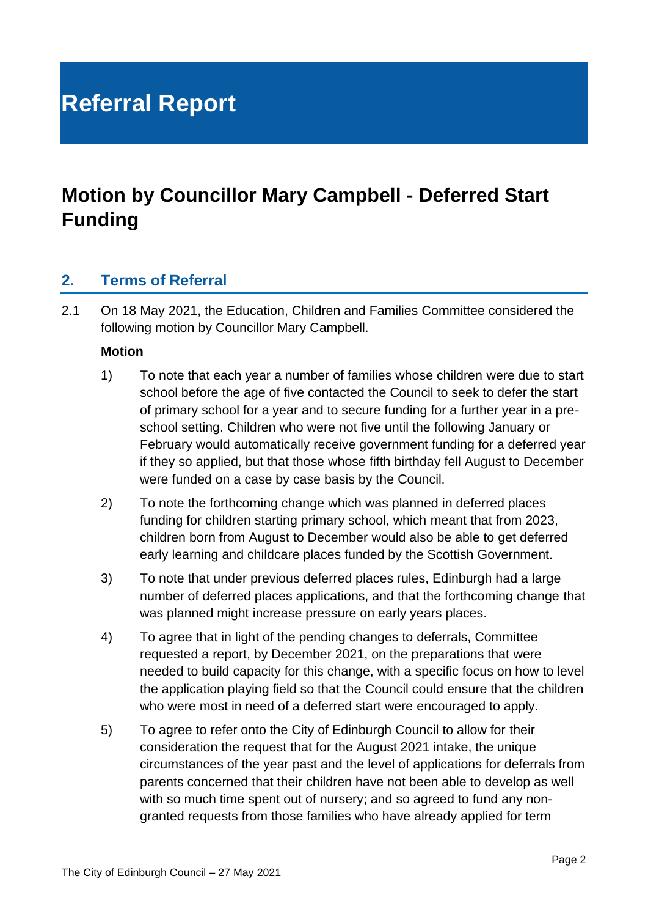# Referral Report

## Motion by Councillor Mary Campbell - Deferred Start Funding

### 2. Terms of Referral

2.1 On 18 May 2021, the Education, Children and Families Committee considered the following motion by Councillor Mary Campbell.

**Motion**

1) To note that each year a number of families whose children were due to start school before the age of five contacted the Council to seek to defer the start of primary school for a year and to secure funding for a further year in a pre-school setting. Children who were not five until the following January or February would automatically receive government funding for a deferred year if they so applied, but that those whose fifth birthday fell August to December were funded on a case by case basis by the Council.

2) To note the forthcoming change which was planned in deferred places funding for children starting primary school, which meant that from 2023, children born from August to December would also be able to get deferred early learning and childcare places funded by the Scottish Government.

3) To note that under previous deferred places rules, Edinburgh had a large number of deferred places applications, and that the forthcoming change that was planned might increase pressure on early years places.

4) To agree that in light of the pending changes to deferrals, Committee requested a report, by December 2021, on the preparations that were needed to build capacity for this change, with a specific focus on how to level the application playing field so that the Council could ensure that the children who were most in need of a deferred start were encouraged to apply.

5) To agree to refer onto the City of Edinburgh Council to allow for their consideration the request that for the August 2021 intake, the unique circumstances of the year past and the level of applications for deferrals from parents concerned that their children have not been able to develop as well with so much time spent out of nursery; and so agreed to fund any non-granted requests from those families who have already applied for term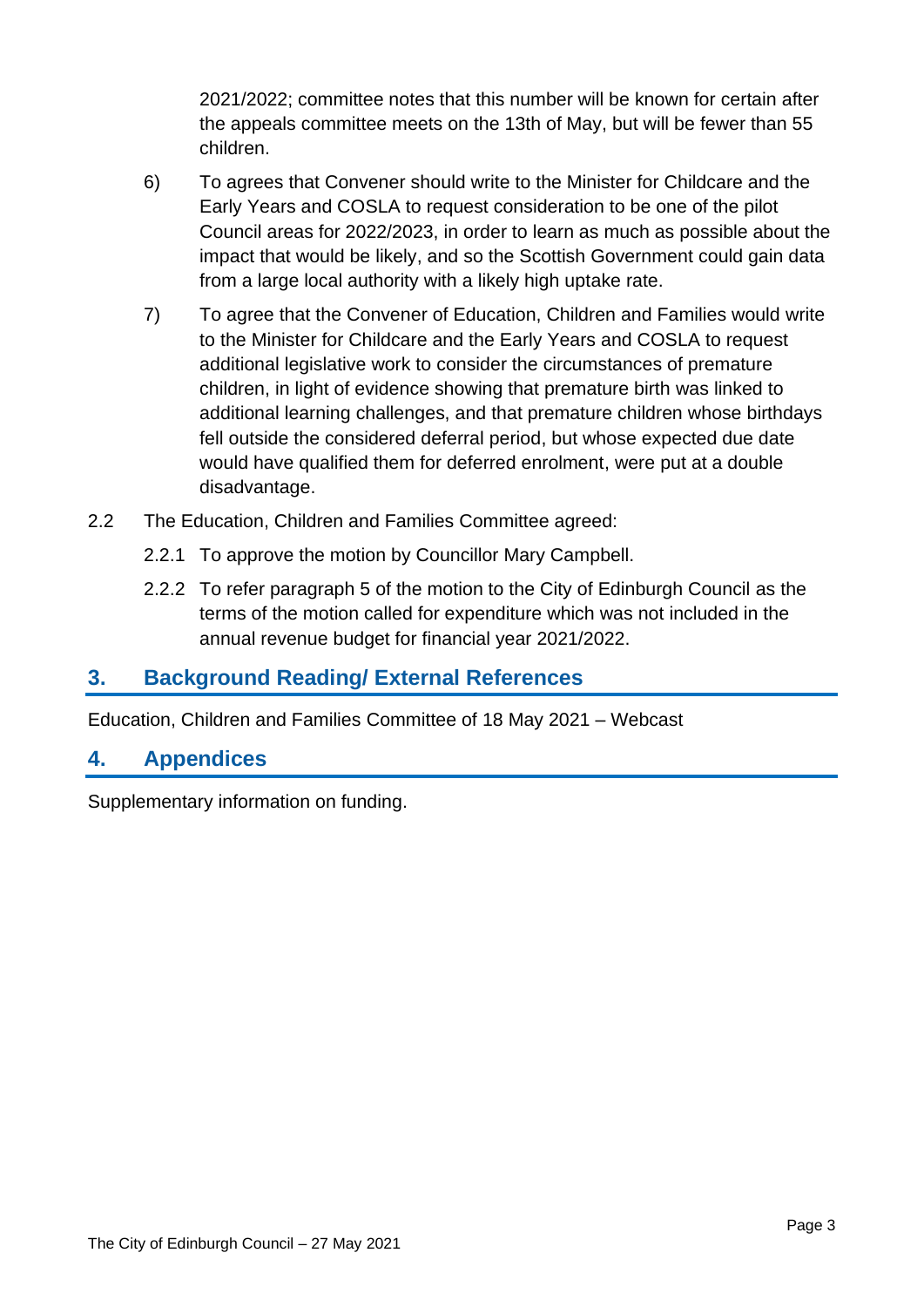2021/2022; committee notes that this number will be known for certain after the appeals committee meets on the 13th of May, but will be fewer than 55 children.

6) To agrees that Convener should write to the Minister for Childcare and the Early Years and COSLA to request consideration to be one of the pilot Council areas for 2022/2023, in order to learn as much as possible about the impact that would be likely, and so the Scottish Government could gain data from a large local authority with a likely high uptake rate.

7) To agree that the Convener of Education, Children and Families would write to the Minister for Childcare and the Early Years and COSLA to request additional legislative work to consider the circumstances of premature children, in light of evidence showing that premature birth was linked to additional learning challenges, and that premature children whose birthdays fell outside the considered deferral period, but whose expected due date would have qualified them for deferred enrolment, were put at a double disadvantage.

2.2 The Education, Children and Families Committee agreed:

2.2.1 To approve the motion by Councillor Mary Campbell.

2.2.2 To refer paragraph 5 of the motion to the City of Edinburgh Council as the terms of the motion called for expenditure which was not included in the annual revenue budget for financial year 2021/2022.

## 3. Background Reading/ External References

Education, Children and Families Committee of 18 May 2021 – Webcast

## 4. Appendices

Supplementary information on funding.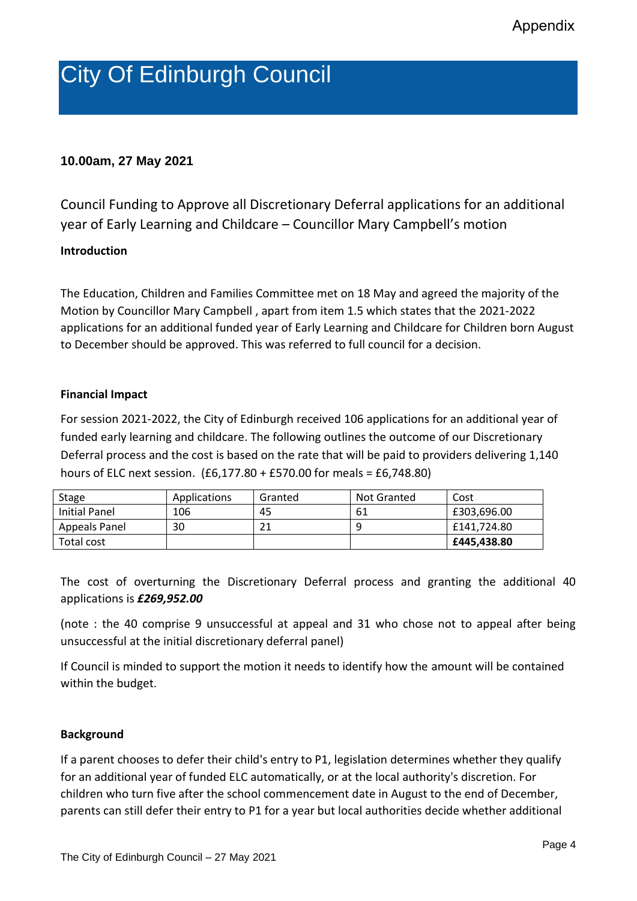Appendix

# City Of Edinburgh Council

**10.00am, 27 May 2021**

## Council Funding to Approve all Discretionary Deferral applications for an additional year of Early Learning and Childcare – Councillor Mary Campbell's motion

### Introduction

The Education, Children and Families Committee met on 18 May and agreed the majority of the Motion by Councillor Mary Campbell , apart from item 1.5 which states that the 2021-2022 applications for an additional funded year of Early Learning and Childcare for Children born August to December should be approved. This was referred to full council for a decision.

### Financial Impact

For session 2021-2022, the City of Edinburgh received 106 applications for an additional year of funded early learning and childcare. The following outlines the outcome of our Discretionary Deferral process and the cost is based on the rate that will be paid to providers delivering 1,140 hours of ELC next session. (£6,177.80 + £570.00 for meals = £6,748.80)

| Stage | Applications | Granted | Not Granted | Cost |
|---|---|---|---|---|
| Initial Panel | 106 | 45 | 61 | £303,696.00 |
| Appeals Panel | 30 | 21 | 9 | £141,724.80 |
| Total cost | | | | **£445,438.80** |

The cost of overturning the Discretionary Deferral process and granting the additional 40 applications is ***£269,952.00***

(note : the 40 comprise 9 unsuccessful at appeal and 31 who chose not to appeal after being unsuccessful at the initial discretionary deferral panel)

If Council is minded to support the motion it needs to identify how the amount will be contained within the budget.

### Background

If a parent chooses to defer their child's entry to P1, legislation determines whether they qualify for an additional year of funded ELC automatically, or at the local authority's discretion. For children who turn five after the school commencement date in August to the end of December, parents can still defer their entry to P1 for a year but local authorities decide whether additional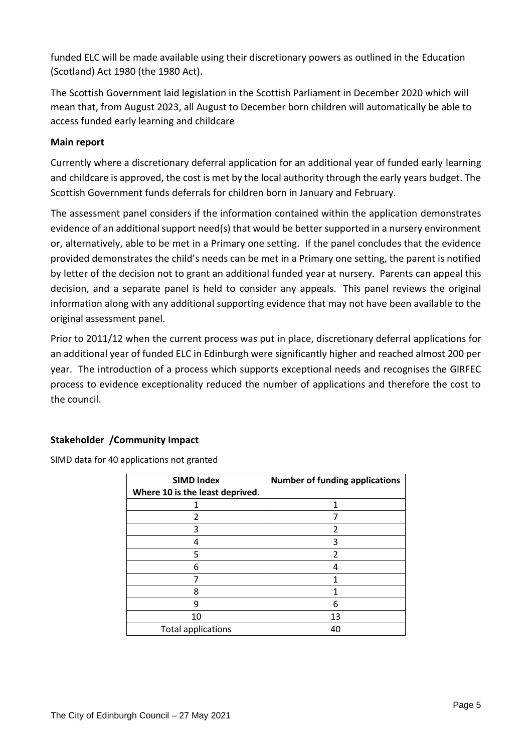funded ELC will be made available using their discretionary powers as outlined in the Education (Scotland) Act 1980 (the 1980 Act).

The Scottish Government laid legislation in the Scottish Parliament in December 2020 which will mean that, from August 2023, all August to December born children will automatically be able to access funded early learning and childcare

**Main report**

Currently where a discretionary deferral application for an additional year of funded early learning and childcare is approved, the cost is met by the local authority through the early years budget. The Scottish Government funds deferrals for children born in January and February.

The assessment panel considers if the information contained within the application demonstrates evidence of an additional support need(s) that would be better supported in a nursery environment or, alternatively, able to be met in a Primary one setting. If the panel concludes that the evidence provided demonstrates the child's needs can be met in a Primary one setting, the parent is notified by letter of the decision not to grant an additional funded year at nursery. Parents can appeal this decision, and a separate panel is held to consider any appeals. This panel reviews the original information along with any additional supporting evidence that may not have been available to the original assessment panel.

Prior to 2011/12 when the current process was put in place, discretionary deferral applications for an additional year of funded ELC in Edinburgh were significantly higher and reached almost 200 per year. The introduction of a process which supports exceptional needs and recognises the GIRFEC process to evidence exceptionality reduced the number of applications and therefore the cost to the council.

**Stakeholder /Community Impact**

SIMD data for 40 applications not granted

| SIMD Index Where 10 is the least deprived. | Number of funding applications |
|---|---|
| 1 | 1 |
| 2 | 7 |
| 3 | 2 |
| 4 | 3 |
| 5 | 2 |
| 6 | 4 |
| 7 | 1 |
| 8 | 1 |
| 9 | 6 |
| 10 | 13 |
| Total applications | 40 |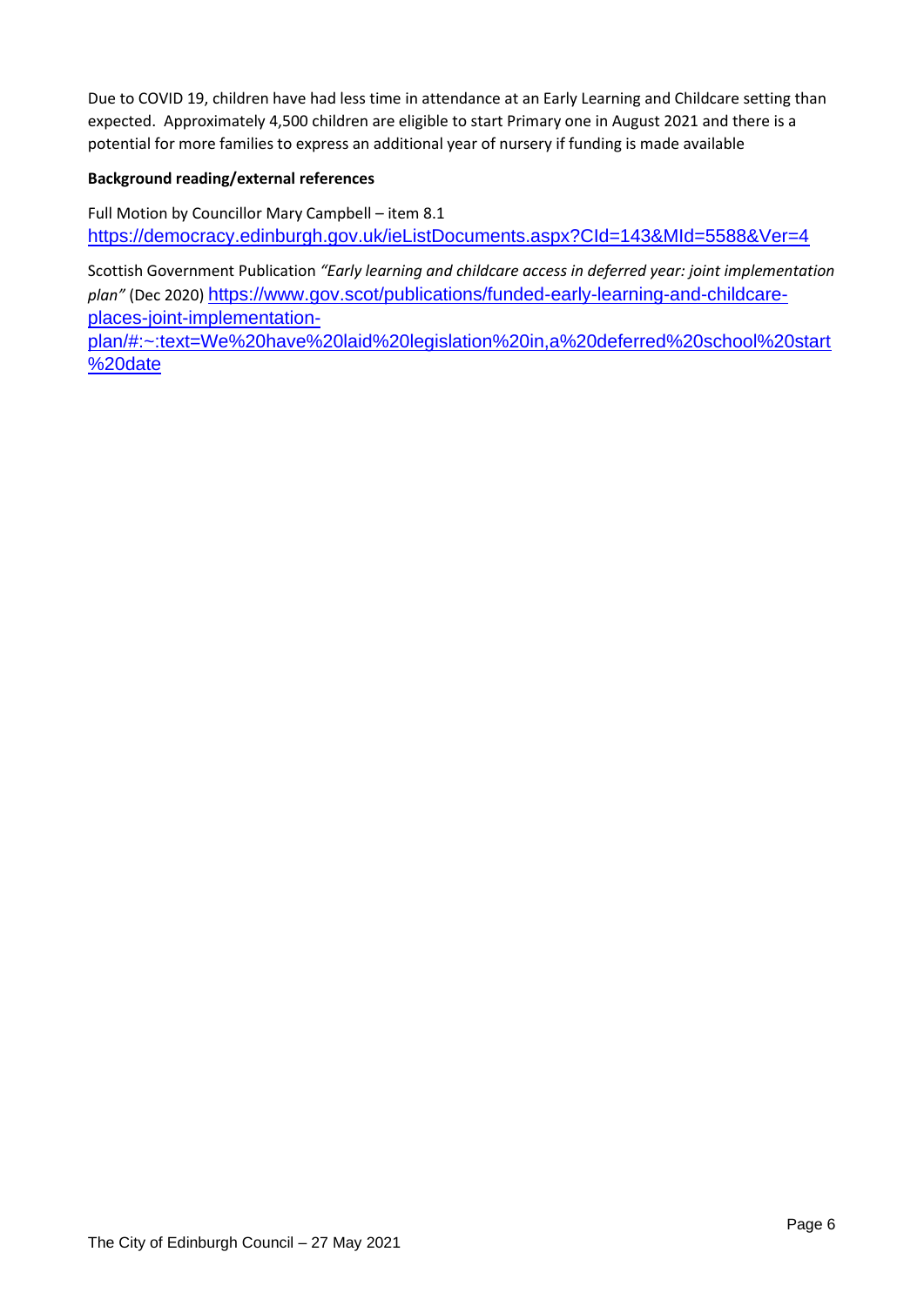Due to COVID 19, children have had less time in attendance at an Early Learning and Childcare setting than expected. Approximately 4,500 children are eligible to start Primary one in August 2021 and there is a potential for more families to express an additional year of nursery if funding is made available

**Background reading/external references**

Full Motion by Councillor Mary Campbell – item 8.1
https://democracy.edinburgh.gov.uk/ieListDocuments.aspx?CId=143&MId=5588&Ver=4

Scottish Government Publication *"Early learning and childcare access in deferred year: joint implementation plan"* (Dec 2020) https://www.gov.scot/publications/funded-early-learning-and-childcare-places-joint-implementation-plan/#:~:text=We%20have%20laid%20legislation%20in,a%20deferred%20school%20start%20date